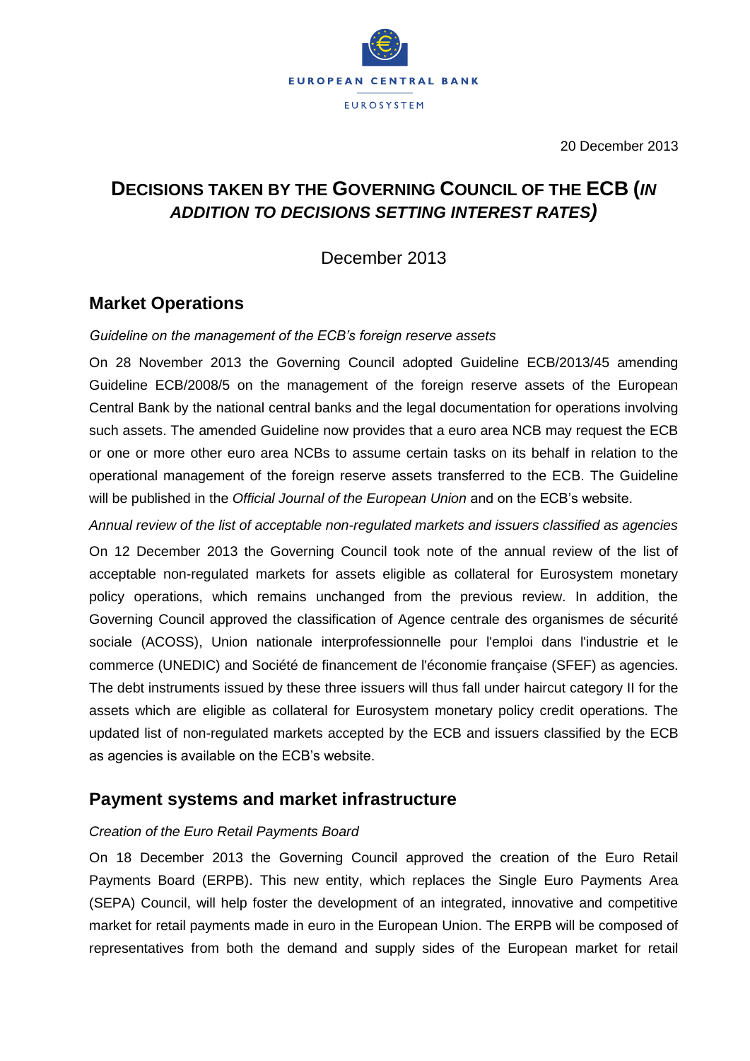EUROPEAN CENTRAL BANK

EUROSYSTEM

20 December 2013

# DECISIONS TAKEN BY THE GOVERNING COUNCIL OF THE ECB (*IN ADDITION TO DECISIONS SETTING INTEREST RATES*)

December 2013

## Market Operations

*Guideline on the management of the ECB's foreign reserve assets*

On 28 November 2013 the Governing Council adopted Guideline ECB/2013/45 amending Guideline ECB/2008/5 on the management of the foreign reserve assets of the European Central Bank by the national central banks and the legal documentation for operations involving such assets. The amended Guideline now provides that a euro area NCB may request the ECB or one or more other euro area NCBs to assume certain tasks on its behalf in relation to the operational management of the foreign reserve assets transferred to the ECB. The Guideline will be published in the *Official Journal of the European Union* and on the ECB's website.

*Annual review of the list of acceptable non-regulated markets and issuers classified as agencies*

On 12 December 2013 the Governing Council took note of the annual review of the list of acceptable non-regulated markets for assets eligible as collateral for Eurosystem monetary policy operations, which remains unchanged from the previous review. In addition, the Governing Council approved the classification of Agence centrale des organismes de sécurité sociale (ACOSS), Union nationale interprofessionnelle pour l'emploi dans l'industrie et le commerce (UNEDIC) and Société de financement de l'économie française (SFEF) as agencies. The debt instruments issued by these three issuers will thus fall under haircut category II for the assets which are eligible as collateral for Eurosystem monetary policy credit operations. The updated list of non-regulated markets accepted by the ECB and issuers classified by the ECB as agencies is available on the ECB's website.

## Payment systems and market infrastructure

*Creation of the Euro Retail Payments Board*

On 18 December 2013 the Governing Council approved the creation of the Euro Retail Payments Board (ERPB). This new entity, which replaces the Single Euro Payments Area (SEPA) Council, will help foster the development of an integrated, innovative and competitive market for retail payments made in euro in the European Union. The ERPB will be composed of representatives from both the demand and supply sides of the European market for retail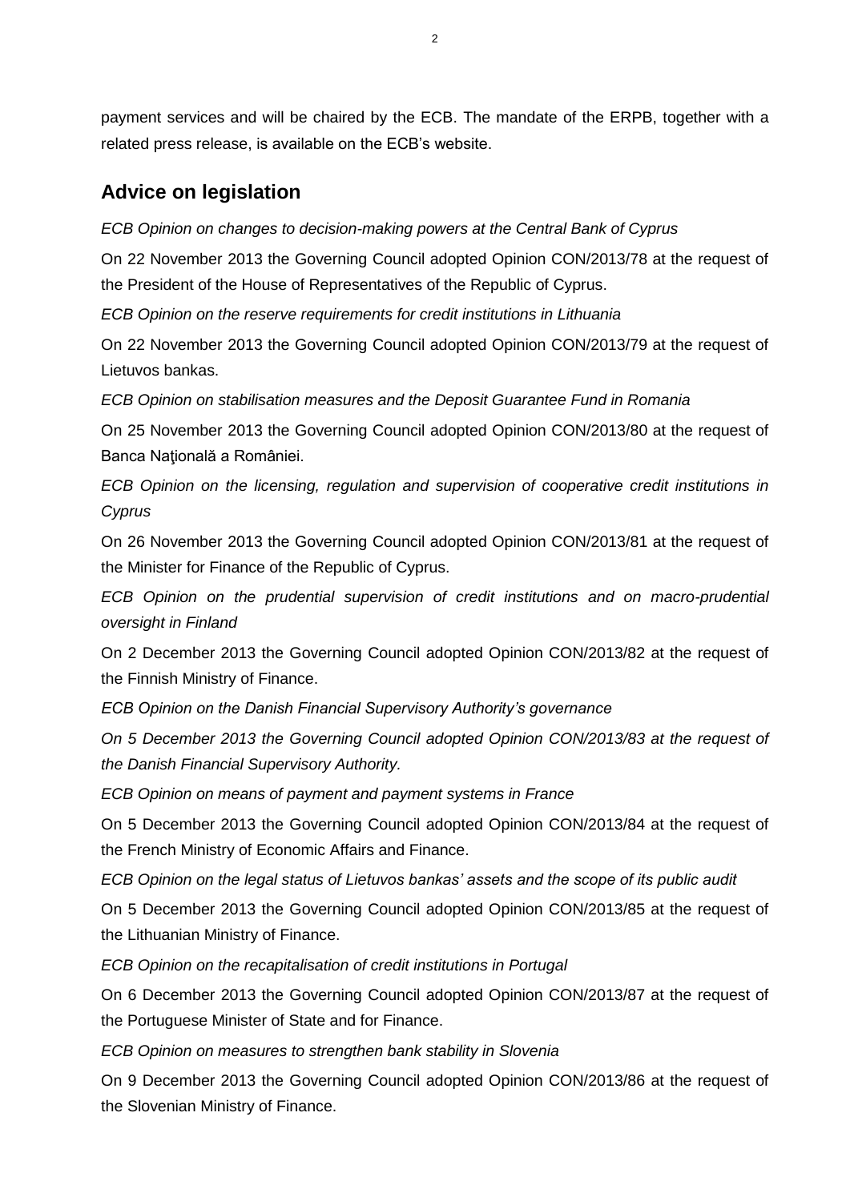payment services and will be chaired by the ECB. The mandate of the ERPB, together with a related press release, is available on the ECB's website.

## Advice on legislation

*ECB Opinion on changes to decision-making powers at the Central Bank of Cyprus*

On 22 November 2013 the Governing Council adopted Opinion CON/2013/78 at the request of the President of the House of Representatives of the Republic of Cyprus.

*ECB Opinion on the reserve requirements for credit institutions in Lithuania*

On 22 November 2013 the Governing Council adopted Opinion CON/2013/79 at the request of Lietuvos bankas.

*ECB Opinion on stabilisation measures and the Deposit Guarantee Fund in Romania*

On 25 November 2013 the Governing Council adopted Opinion CON/2013/80 at the request of Banca Naţională a României.

*ECB Opinion on the licensing, regulation and supervision of cooperative credit institutions in Cyprus*

On 26 November 2013 the Governing Council adopted Opinion CON/2013/81 at the request of the Minister for Finance of the Republic of Cyprus.

*ECB Opinion on the prudential supervision of credit institutions and on macro-prudential oversight in Finland*

On 2 December 2013 the Governing Council adopted Opinion CON/2013/82 at the request of the Finnish Ministry of Finance.

*ECB Opinion on the Danish Financial Supervisory Authority's governance*

*On 5 December 2013 the Governing Council adopted Opinion CON/2013/83 at the request of the Danish Financial Supervisory Authority.*

*ECB Opinion on means of payment and payment systems in France*

On 5 December 2013 the Governing Council adopted Opinion CON/2013/84 at the request of the French Ministry of Economic Affairs and Finance.

*ECB Opinion on the legal status of Lietuvos bankas' assets and the scope of its public audit*

On 5 December 2013 the Governing Council adopted Opinion CON/2013/85 at the request of the Lithuanian Ministry of Finance.

*ECB Opinion on the recapitalisation of credit institutions in Portugal*

On 6 December 2013 the Governing Council adopted Opinion CON/2013/87 at the request of the Portuguese Minister of State and for Finance.

*ECB Opinion on measures to strengthen bank stability in Slovenia*

On 9 December 2013 the Governing Council adopted Opinion CON/2013/86 at the request of the Slovenian Ministry of Finance.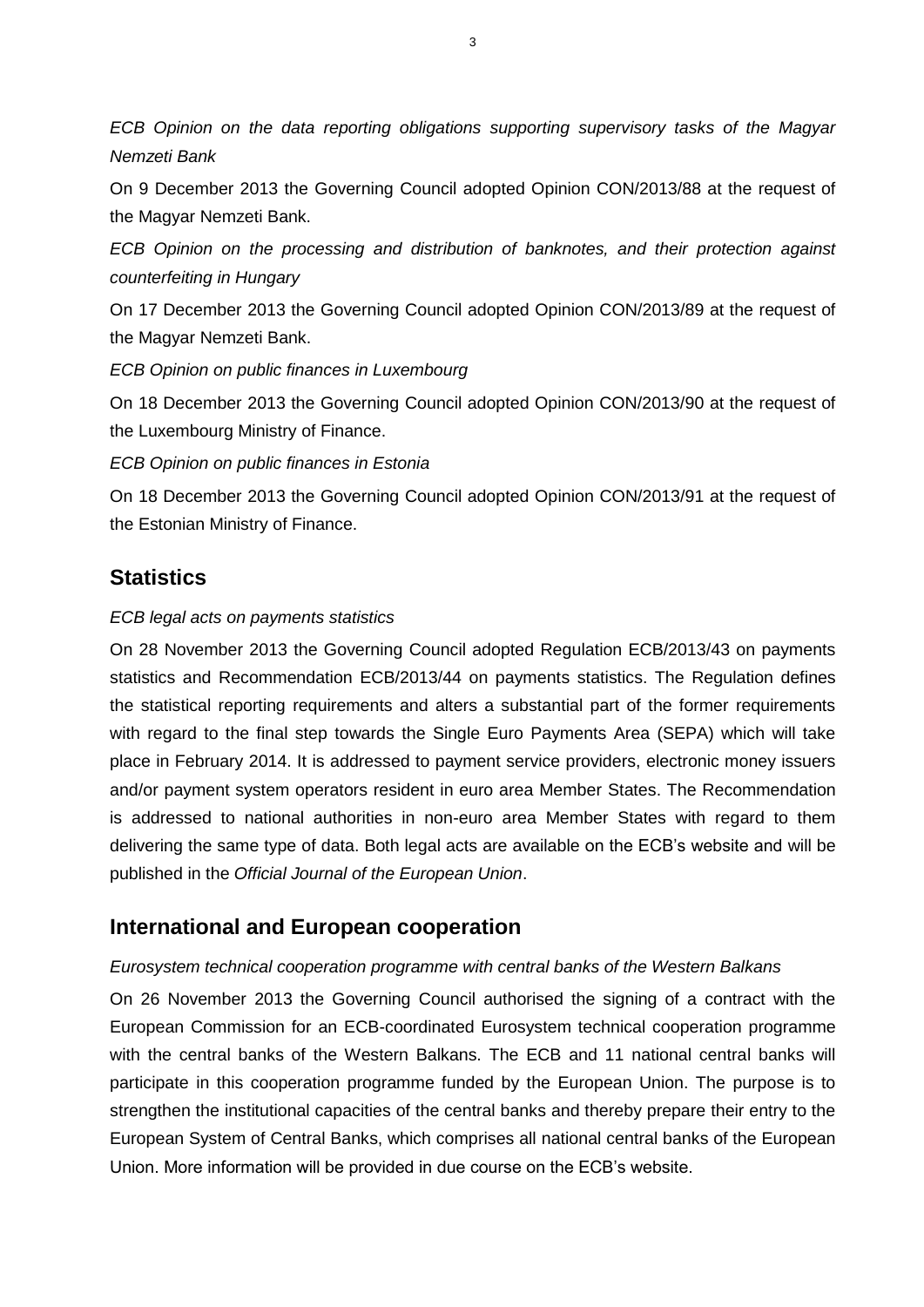*ECB Opinion on the data reporting obligations supporting supervisory tasks of the Magyar Nemzeti Bank*

On 9 December 2013 the Governing Council adopted Opinion CON/2013/88 at the request of the Magyar Nemzeti Bank.

*ECB Opinion on the processing and distribution of banknotes, and their protection against counterfeiting in Hungary*

On 17 December 2013 the Governing Council adopted Opinion CON/2013/89 at the request of the Magyar Nemzeti Bank.

*ECB Opinion on public finances in Luxembourg*

On 18 December 2013 the Governing Council adopted Opinion CON/2013/90 at the request of the Luxembourg Ministry of Finance.

*ECB Opinion on public finances in Estonia*

On 18 December 2013 the Governing Council adopted Opinion CON/2013/91 at the request of the Estonian Ministry of Finance.

## Statistics

*ECB legal acts on payments statistics*

On 28 November 2013 the Governing Council adopted Regulation ECB/2013/43 on payments statistics and Recommendation ECB/2013/44 on payments statistics. The Regulation defines the statistical reporting requirements and alters a substantial part of the former requirements with regard to the final step towards the Single Euro Payments Area (SEPA) which will take place in February 2014. It is addressed to payment service providers, electronic money issuers and/or payment system operators resident in euro area Member States. The Recommendation is addressed to national authorities in non-euro area Member States with regard to them delivering the same type of data. Both legal acts are available on the ECB's website and will be published in the *Official Journal of the European Union*.

## International and European cooperation

*Eurosystem technical cooperation programme with central banks of the Western Balkans*

On 26 November 2013 the Governing Council authorised the signing of a contract with the European Commission for an ECB-coordinated Eurosystem technical cooperation programme with the central banks of the Western Balkans. The ECB and 11 national central banks will participate in this cooperation programme funded by the European Union. The purpose is to strengthen the institutional capacities of the central banks and thereby prepare their entry to the European System of Central Banks, which comprises all national central banks of the European Union. More information will be provided in due course on the ECB's website.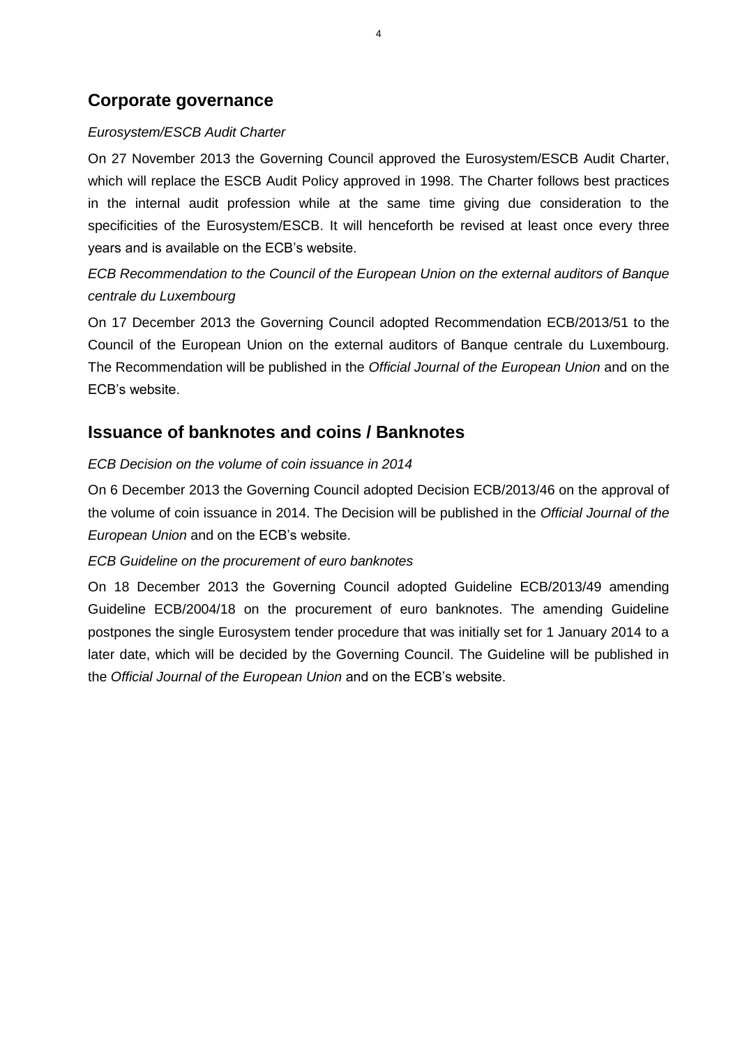## Corporate governance

*Eurosystem/ESCB Audit Charter*

On 27 November 2013 the Governing Council approved the Eurosystem/ESCB Audit Charter, which will replace the ESCB Audit Policy approved in 1998. The Charter follows best practices in the internal audit profession while at the same time giving due consideration to the specificities of the Eurosystem/ESCB. It will henceforth be revised at least once every three years and is available on the ECB's website.

*ECB Recommendation to the Council of the European Union on the external auditors of Banque centrale du Luxembourg*

On 17 December 2013 the Governing Council adopted Recommendation ECB/2013/51 to the Council of the European Union on the external auditors of Banque centrale du Luxembourg. The Recommendation will be published in the *Official Journal of the European Union* and on the ECB's website.

## Issuance of banknotes and coins / Banknotes

*ECB Decision on the volume of coin issuance in 2014*

On 6 December 2013 the Governing Council adopted Decision ECB/2013/46 on the approval of the volume of coin issuance in 2014. The Decision will be published in the *Official Journal of the European Union* and on the ECB's website.

*ECB Guideline on the procurement of euro banknotes*

On 18 December 2013 the Governing Council adopted Guideline ECB/2013/49 amending Guideline ECB/2004/18 on the procurement of euro banknotes. The amending Guideline postpones the single Eurosystem tender procedure that was initially set for 1 January 2014 to a later date, which will be decided by the Governing Council. The Guideline will be published in the *Official Journal of the European Union* and on the ECB's website.